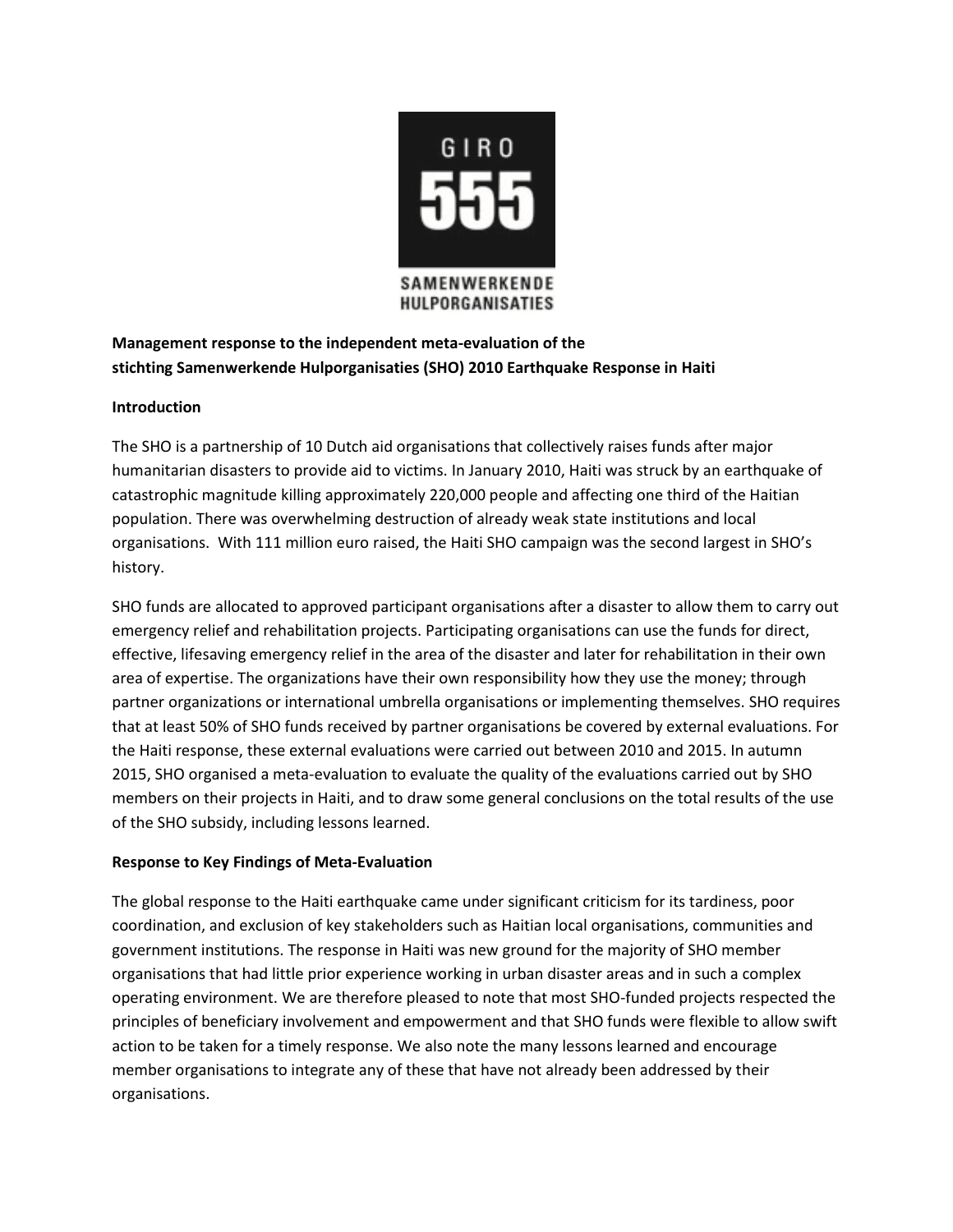GIRO

555

SAMENWERKENDE HULPORGANISATIES

**Management response to the independent meta-evaluation of the stichting Samenwerkende Hulporganisaties (SHO) 2010 Earthquake Response in Haiti**

**Introduction**

The SHO is a partnership of 10 Dutch aid organisations that collectively raises funds after major humanitarian disasters to provide aid to victims. In January 2010, Haiti was struck by an earthquake of catastrophic magnitude killing approximately 220,000 people and affecting one third of the Haitian population. There was overwhelming destruction of already weak state institutions and local organisations. With 111 million euro raised, the Haiti SHO campaign was the second largest in SHO's history.

SHO funds are allocated to approved participant organisations after a disaster to allow them to carry out emergency relief and rehabilitation projects. Participating organisations can use the funds for direct, effective, lifesaving emergency relief in the area of the disaster and later for rehabilitation in their own area of expertise. The organizations have their own responsibility how they use the money; through partner organizations or international umbrella organisations or implementing themselves. SHO requires that at least 50% of SHO funds received by partner organisations be covered by external evaluations. For the Haiti response, these external evaluations were carried out between 2010 and 2015. In autumn 2015, SHO organised a meta-evaluation to evaluate the quality of the evaluations carried out by SHO members on their projects in Haiti, and to draw some general conclusions on the total results of the use of the SHO subsidy, including lessons learned.

**Response to Key Findings of Meta-Evaluation**

The global response to the Haiti earthquake came under significant criticism for its tardiness, poor coordination, and exclusion of key stakeholders such as Haitian local organisations, communities and government institutions. The response in Haiti was new ground for the majority of SHO member organisations that had little prior experience working in urban disaster areas and in such a complex operating environment. We are therefore pleased to note that most SHO-funded projects respected the principles of beneficiary involvement and empowerment and that SHO funds were flexible to allow swift action to be taken for a timely response. We also note the many lessons learned and encourage member organisations to integrate any of these that have not already been addressed by their organisations.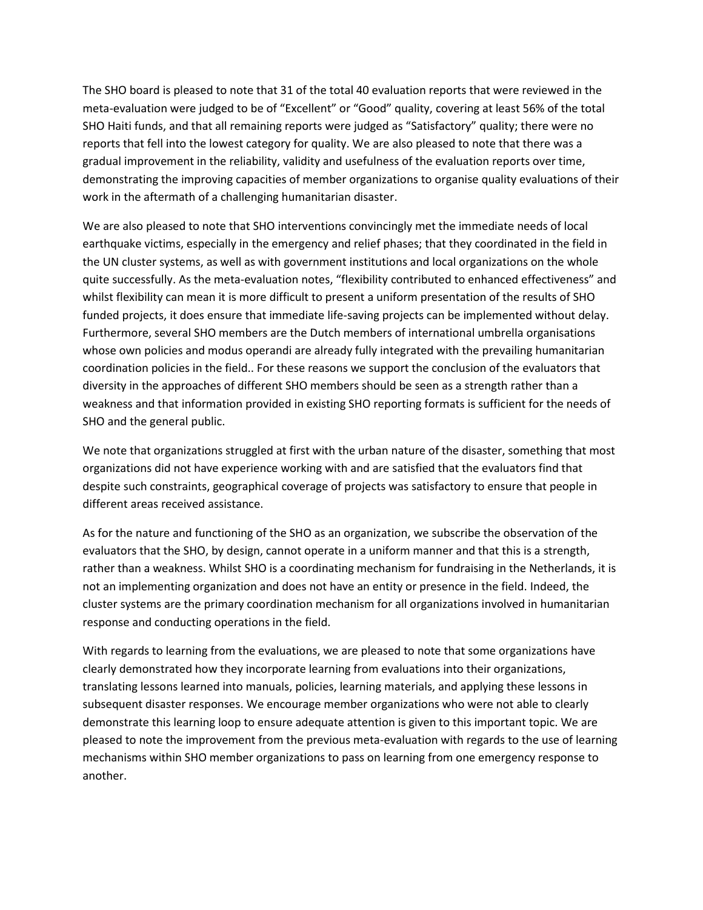The SHO board is pleased to note that 31 of the total 40 evaluation reports that were reviewed in the meta-evaluation were judged to be of "Excellent" or "Good" quality, covering at least 56% of the total SHO Haiti funds, and that all remaining reports were judged as "Satisfactory" quality; there were no reports that fell into the lowest category for quality. We are also pleased to note that there was a gradual improvement in the reliability, validity and usefulness of the evaluation reports over time, demonstrating the improving capacities of member organizations to organise quality evaluations of their work in the aftermath of a challenging humanitarian disaster.

We are also pleased to note that SHO interventions convincingly met the immediate needs of local earthquake victims, especially in the emergency and relief phases; that they coordinated in the field in the UN cluster systems, as well as with government institutions and local organizations on the whole quite successfully. As the meta-evaluation notes, "flexibility contributed to enhanced effectiveness" and whilst flexibility can mean it is more difficult to present a uniform presentation of the results of SHO funded projects, it does ensure that immediate life-saving projects can be implemented without delay. Furthermore, several SHO members are the Dutch members of international umbrella organisations whose own policies and modus operandi are already fully integrated with the prevailing humanitarian coordination policies in the field.. For these reasons we support the conclusion of the evaluators that diversity in the approaches of different SHO members should be seen as a strength rather than a weakness and that information provided in existing SHO reporting formats is sufficient for the needs of SHO and the general public.

We note that organizations struggled at first with the urban nature of the disaster, something that most organizations did not have experience working with and are satisfied that the evaluators find that despite such constraints, geographical coverage of projects was satisfactory to ensure that people in different areas received assistance.

As for the nature and functioning of the SHO as an organization, we subscribe the observation of the evaluators that the SHO, by design, cannot operate in a uniform manner and that this is a strength, rather than a weakness. Whilst SHO is a coordinating mechanism for fundraising in the Netherlands, it is not an implementing organization and does not have an entity or presence in the field. Indeed, the cluster systems are the primary coordination mechanism for all organizations involved in humanitarian response and conducting operations in the field.

With regards to learning from the evaluations, we are pleased to note that some organizations have clearly demonstrated how they incorporate learning from evaluations into their organizations, translating lessons learned into manuals, policies, learning materials, and applying these lessons in subsequent disaster responses. We encourage member organizations who were not able to clearly demonstrate this learning loop to ensure adequate attention is given to this important topic. We are pleased to note the improvement from the previous meta-evaluation with regards to the use of learning mechanisms within SHO member organizations to pass on learning from one emergency response to another.